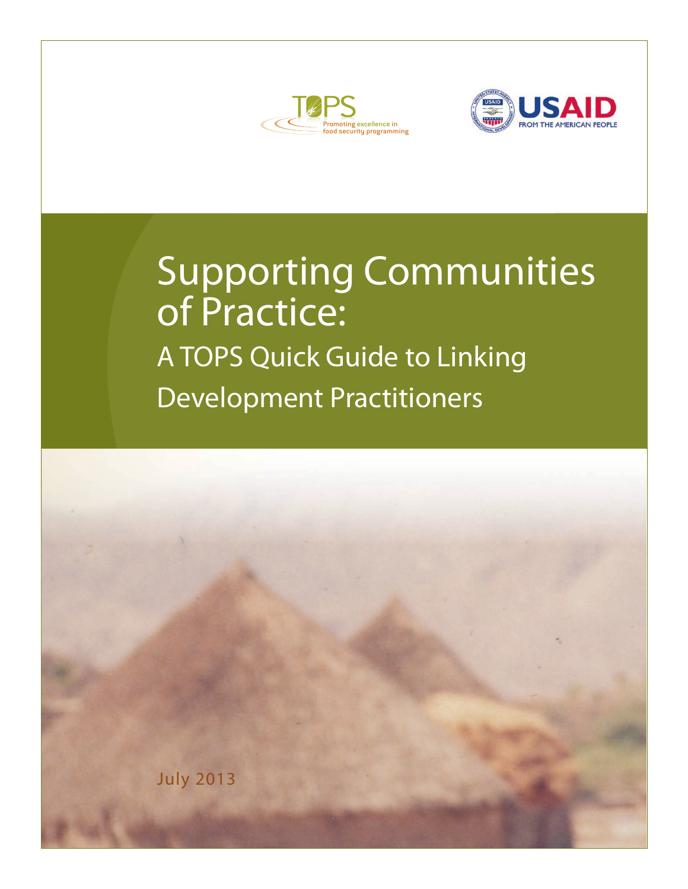TOPS

Promoting excellence in food security programming

USAID

FROM THE AMERICAN PEOPLE

# Supporting Communities of Practice:

## A TOPS Quick Guide to Linking Development Practitioners

July 2013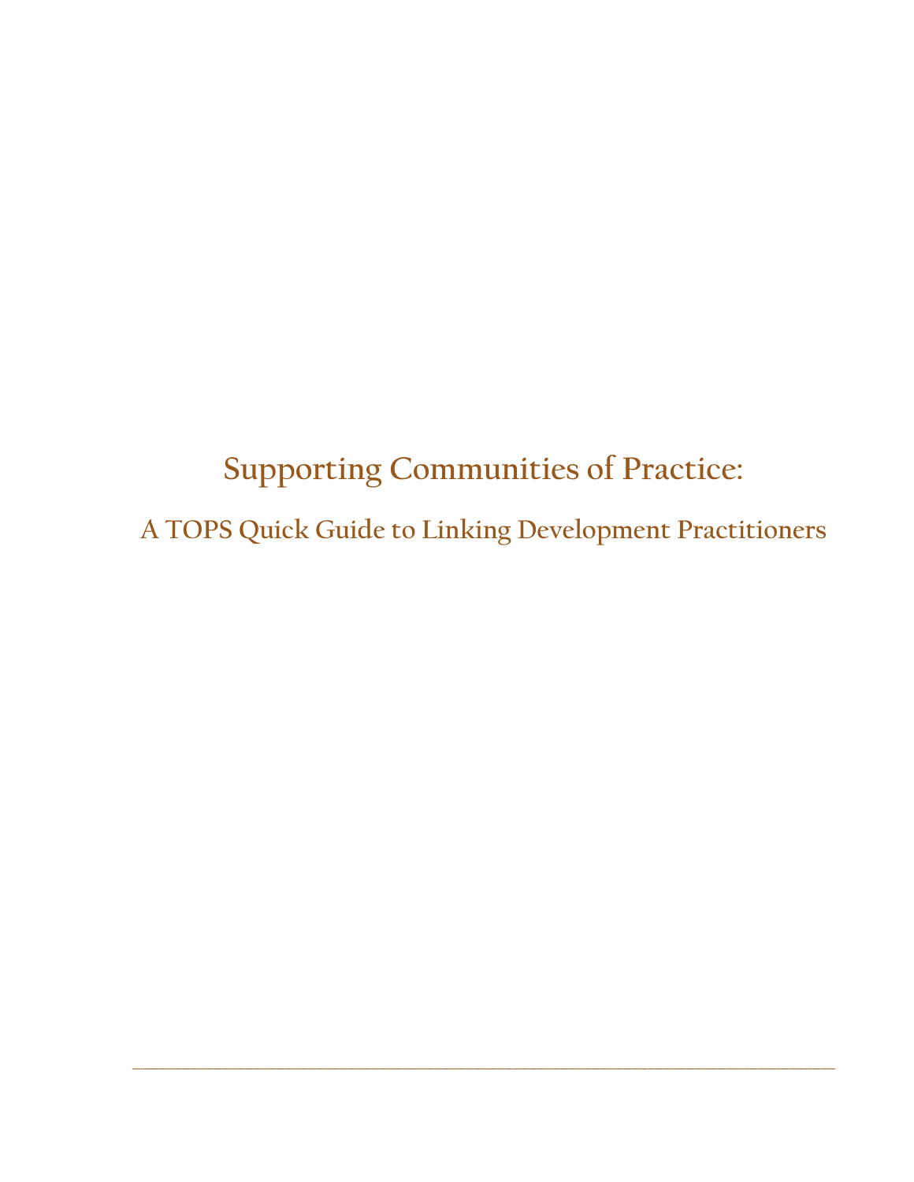# Supporting Communities of Practice:

## A TOPS Quick Guide to Linking Development Practitioners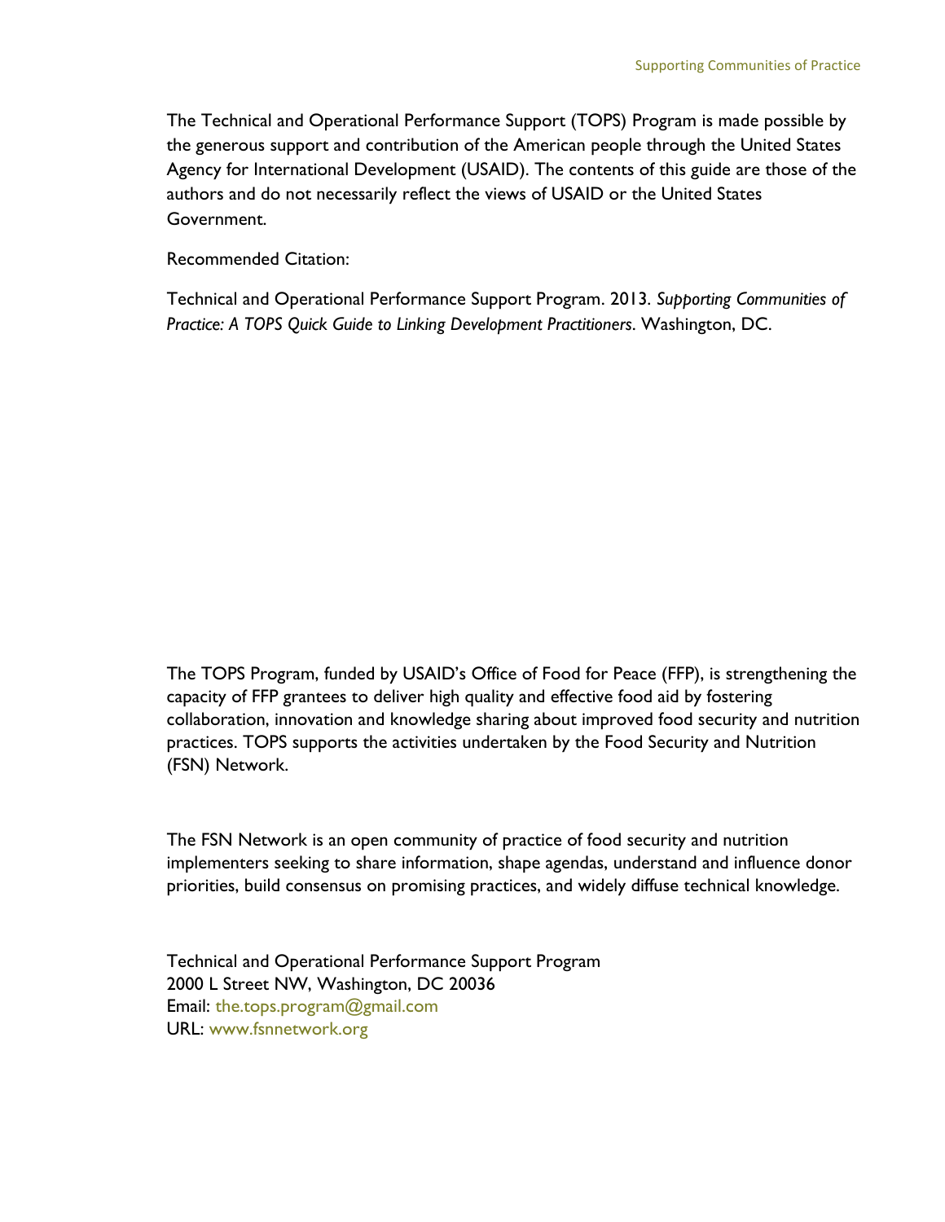The Technical and Operational Performance Support (TOPS) Program is made possible by the generous support and contribution of the American people through the United States Agency for International Development (USAID). The contents of this guide are those of the authors and do not necessarily reflect the views of USAID or the United States Government.

Recommended Citation:

Technical and Operational Performance Support Program. 2013. *Supporting Communities of Practice: A TOPS Quick Guide to Linking Development Practitioners*. Washington, DC.

The TOPS Program, funded by USAID's Office of Food for Peace (FFP), is strengthening the capacity of FFP grantees to deliver high quality and effective food aid by fostering collaboration, innovation and knowledge sharing about improved food security and nutrition practices. TOPS supports the activities undertaken by the Food Security and Nutrition (FSN) Network.

The FSN Network is an open community of practice of food security and nutrition implementers seeking to share information, shape agendas, understand and influence donor priorities, build consensus on promising practices, and widely diffuse technical knowledge.

Technical and Operational Performance Support Program
2000 L Street NW, Washington, DC 20036
Email: the.tops.program@gmail.com
URL: www.fsnnetwork.org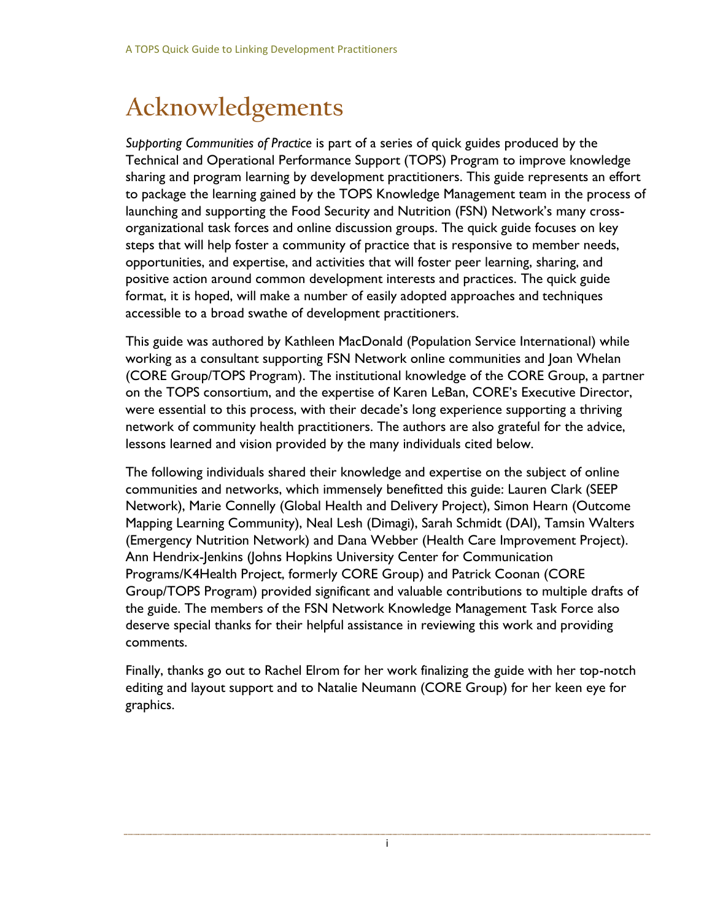# Acknowledgements

*Supporting Communities of Practice* is part of a series of quick guides produced by the Technical and Operational Performance Support (TOPS) Program to improve knowledge sharing and program learning by development practitioners. This guide represents an effort to package the learning gained by the TOPS Knowledge Management team in the process of launching and supporting the Food Security and Nutrition (FSN) Network's many cross-organizational task forces and online discussion groups. The quick guide focuses on key steps that will help foster a community of practice that is responsive to member needs, opportunities, and expertise, and activities that will foster peer learning, sharing, and positive action around common development interests and practices. The quick guide format, it is hoped, will make a number of easily adopted approaches and techniques accessible to a broad swathe of development practitioners.

This guide was authored by Kathleen MacDonald (Population Service International) while working as a consultant supporting FSN Network online communities and Joan Whelan (CORE Group/TOPS Program). The institutional knowledge of the CORE Group, a partner on the TOPS consortium, and the expertise of Karen LeBan, CORE's Executive Director, were essential to this process, with their decade's long experience supporting a thriving network of community health practitioners. The authors are also grateful for the advice, lessons learned and vision provided by the many individuals cited below.

The following individuals shared their knowledge and expertise on the subject of online communities and networks, which immensely benefitted this guide: Lauren Clark (SEEP Network), Marie Connelly (Global Health and Delivery Project), Simon Hearn (Outcome Mapping Learning Community), Neal Lesh (Dimagi), Sarah Schmidt (DAI), Tamsin Walters (Emergency Nutrition Network) and Dana Webber (Health Care Improvement Project). Ann Hendrix-Jenkins (Johns Hopkins University Center for Communication Programs/K4Health Project, formerly CORE Group) and Patrick Coonan (CORE Group/TOPS Program) provided significant and valuable contributions to multiple drafts of the guide. The members of the FSN Network Knowledge Management Task Force also deserve special thanks for their helpful assistance in reviewing this work and providing comments.

Finally, thanks go out to Rachel Elrom for her work finalizing the guide with her top-notch editing and layout support and to Natalie Neumann (CORE Group) for her keen eye for graphics.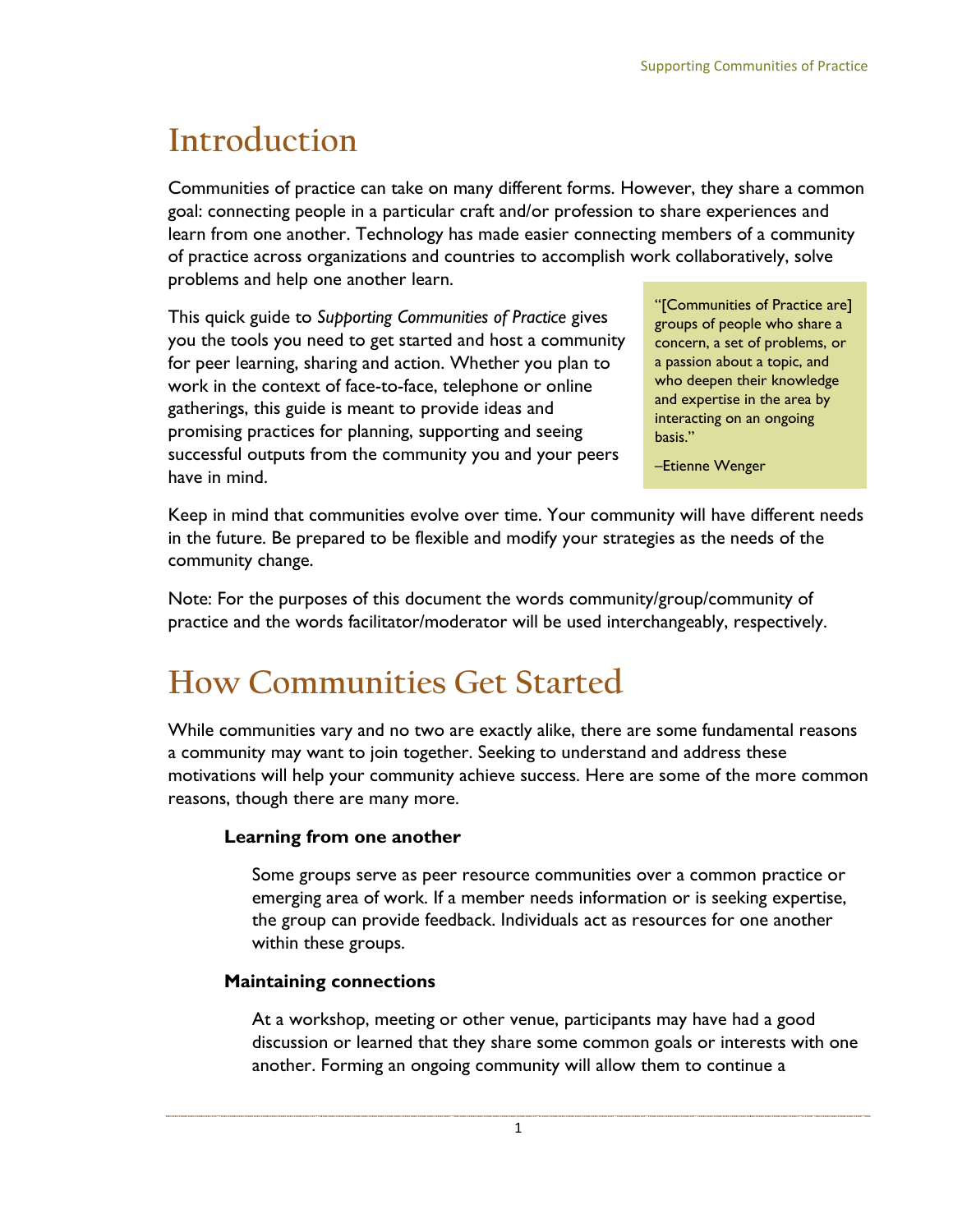# Introduction

Communities of practice can take on many different forms. However, they share a common goal: connecting people in a particular craft and/or profession to share experiences and learn from one another. Technology has made easier connecting members of a community of practice across organizations and countries to accomplish work collaboratively, solve problems and help one another learn.

This quick guide to *Supporting Communities of Practice* gives you the tools you need to get started and host a community for peer learning, sharing and action. Whether you plan to work in the context of face-to-face, telephone or online gatherings, this guide is meant to provide ideas and promising practices for planning, supporting and seeing successful outputs from the community you and your peers have in mind.

> "[Communities of Practice are] groups of people who share a concern, a set of problems, or a passion about a topic, and who deepen their knowledge and expertise in the area by interacting on an ongoing basis."
>
> –Etienne Wenger

Keep in mind that communities evolve over time. Your community will have different needs in the future. Be prepared to be flexible and modify your strategies as the needs of the community change.

Note: For the purposes of this document the words community/group/community of practice and the words facilitator/moderator will be used interchangeably, respectively.

# How Communities Get Started

While communities vary and no two are exactly alike, there are some fundamental reasons a community may want to join together. Seeking to understand and address these motivations will help your community achieve success. Here are some of the more common reasons, though there are many more.

**Learning from one another**

Some groups serve as peer resource communities over a common practice or emerging area of work. If a member needs information or is seeking expertise, the group can provide feedback. Individuals act as resources for one another within these groups.

**Maintaining connections**

At a workshop, meeting or other venue, participants may have had a good discussion or learned that they share some common goals or interests with one another. Forming an ongoing community will allow them to continue a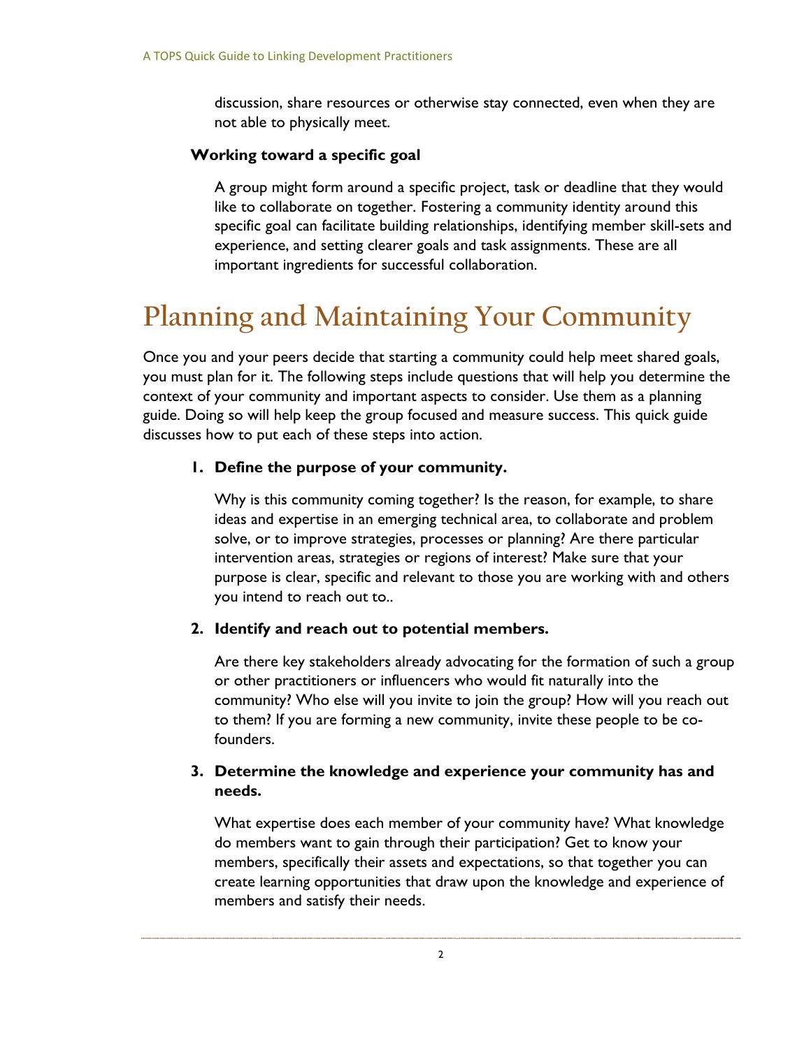discussion, share resources or otherwise stay connected, even when they are not able to physically meet.

**Working toward a specific goal**

A group might form around a specific project, task or deadline that they would like to collaborate on together. Fostering a community identity around this specific goal can facilitate building relationships, identifying member skill-sets and experience, and setting clearer goals and task assignments. These are all important ingredients for successful collaboration.

# Planning and Maintaining Your Community

Once you and your peers decide that starting a community could help meet shared goals, you must plan for it. The following steps include questions that will help you determine the context of your community and important aspects to consider. Use them as a planning guide. Doing so will help keep the group focused and measure success. This quick guide discusses how to put each of these steps into action.

1. **Define the purpose of your community.**

   Why is this community coming together? Is the reason, for example, to share ideas and expertise in an emerging technical area, to collaborate and problem solve, or to improve strategies, processes or planning? Are there particular intervention areas, strategies or regions of interest? Make sure that your purpose is clear, specific and relevant to those you are working with and others you intend to reach out to..

2. **Identify and reach out to potential members.**

   Are there key stakeholders already advocating for the formation of such a group or other practitioners or influencers who would fit naturally into the community? Who else will you invite to join the group? How will you reach out to them? If you are forming a new community, invite these people to be co-founders.

3. **Determine the knowledge and experience your community has and needs.**

   What expertise does each member of your community have? What knowledge do members want to gain through their participation? Get to know your members, specifically their assets and expectations, so that together you can create learning opportunities that draw upon the knowledge and experience of members and satisfy their needs.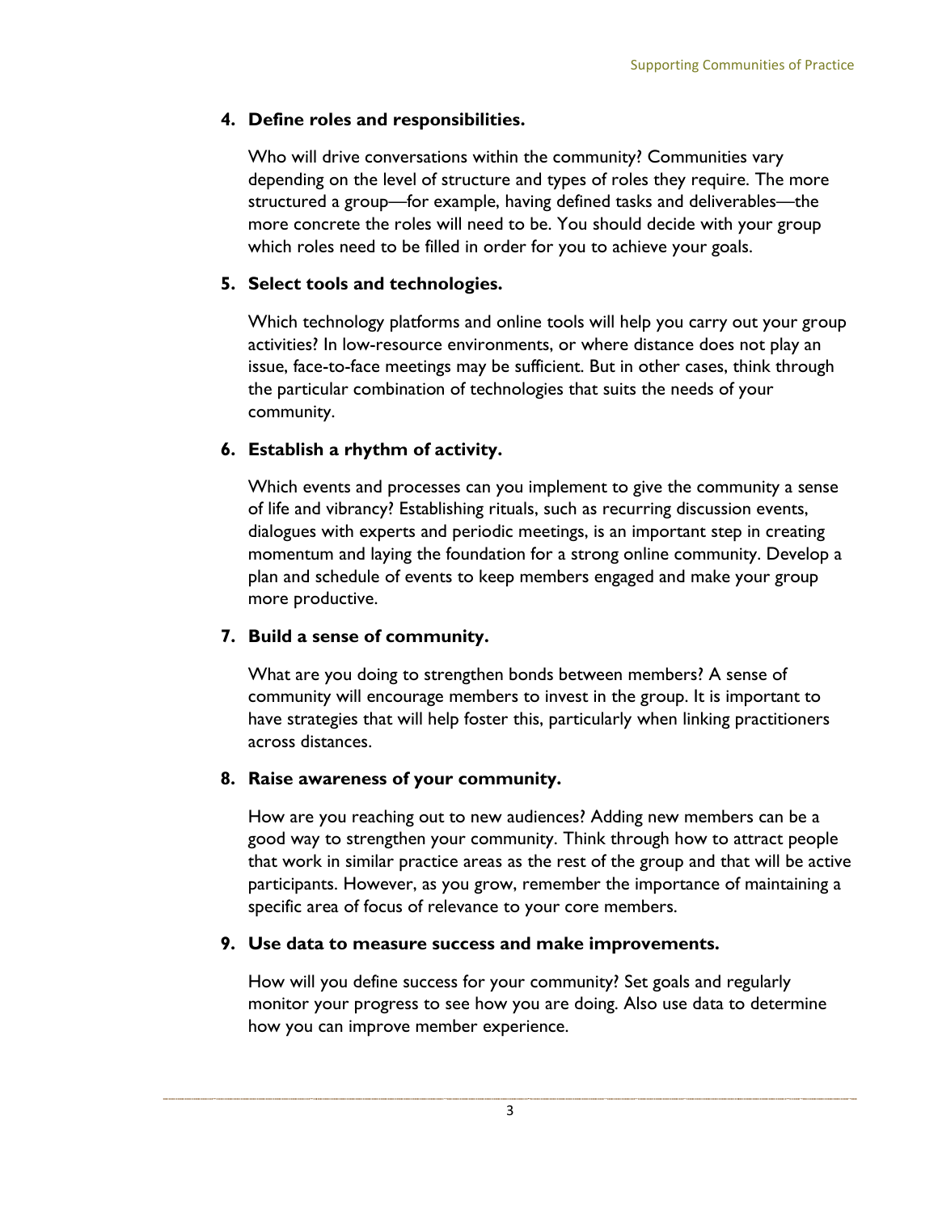4. **Define roles and responsibilities.**

   Who will drive conversations within the community? Communities vary depending on the level of structure and types of roles they require. The more structured a group—for example, having defined tasks and deliverables—the more concrete the roles will need to be. You should decide with your group which roles need to be filled in order for you to achieve your goals.

5. **Select tools and technologies.**

   Which technology platforms and online tools will help you carry out your group activities? In low-resource environments, or where distance does not play an issue, face-to-face meetings may be sufficient. But in other cases, think through the particular combination of technologies that suits the needs of your community.

6. **Establish a rhythm of activity.**

   Which events and processes can you implement to give the community a sense of life and vibrancy? Establishing rituals, such as recurring discussion events, dialogues with experts and periodic meetings, is an important step in creating momentum and laying the foundation for a strong online community. Develop a plan and schedule of events to keep members engaged and make your group more productive.

7. **Build a sense of community.**

   What are you doing to strengthen bonds between members? A sense of community will encourage members to invest in the group. It is important to have strategies that will help foster this, particularly when linking practitioners across distances.

8. **Raise awareness of your community.**

   How are you reaching out to new audiences? Adding new members can be a good way to strengthen your community. Think through how to attract people that work in similar practice areas as the rest of the group and that will be active participants. However, as you grow, remember the importance of maintaining a specific area of focus of relevance to your core members.

9. **Use data to measure success and make improvements.**

   How will you define success for your community? Set goals and regularly monitor your progress to see how you are doing. Also use data to determine how you can improve member experience.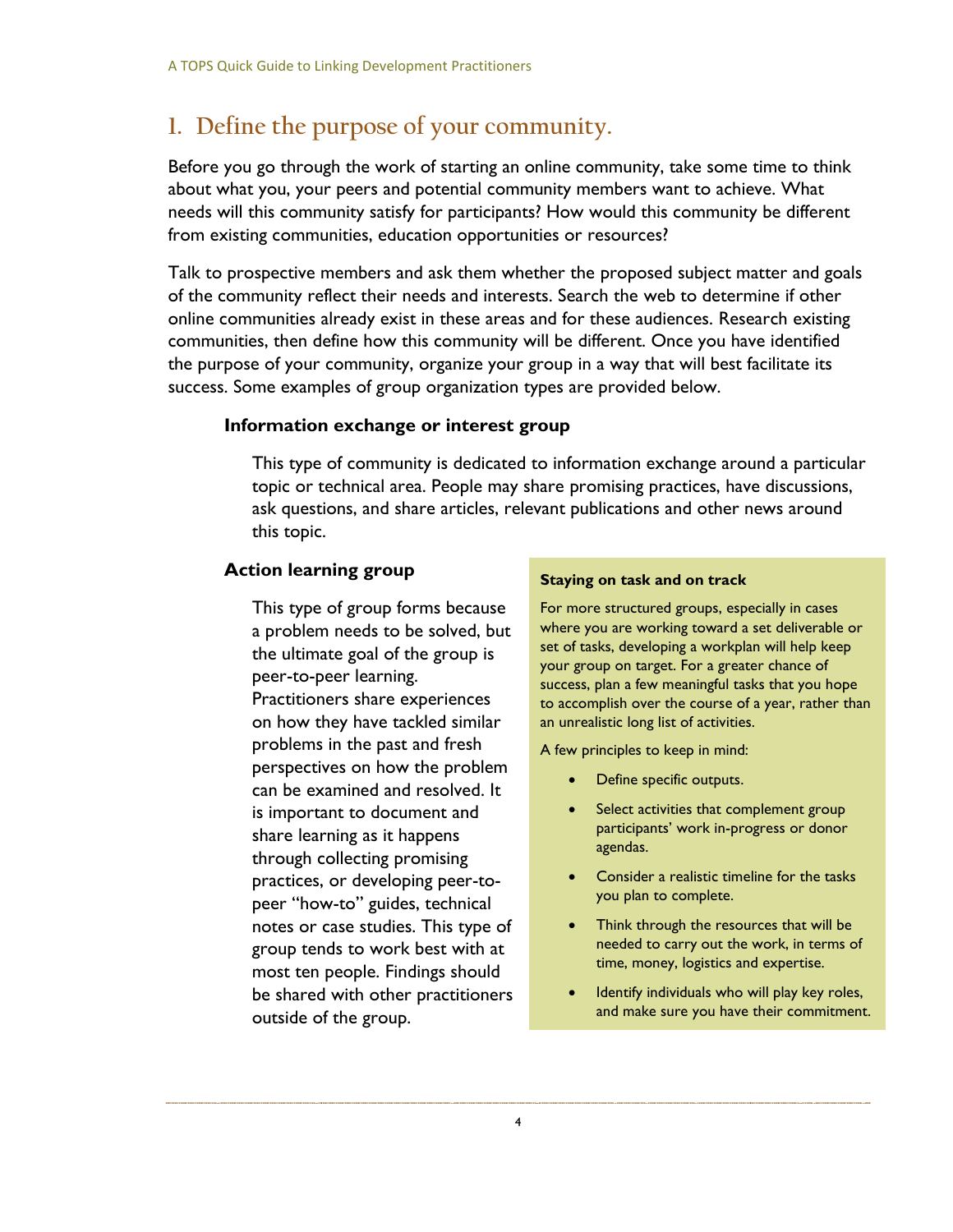# 1. Define the purpose of your community.

Before you go through the work of starting an online community, take some time to think about what you, your peers and potential community members want to achieve. What needs will this community satisfy for participants? How would this community be different from existing communities, education opportunities or resources?

Talk to prospective members and ask them whether the proposed subject matter and goals of the community reflect their needs and interests. Search the web to determine if other online communities already exist in these areas and for these audiences. Research existing communities, then define how this community will be different. Once you have identified the purpose of your community, organize your group in a way that will best facilitate its success. Some examples of group organization types are provided below.

### Information exchange or interest group

This type of community is dedicated to information exchange around a particular topic or technical area. People may share promising practices, have discussions, ask questions, and share articles, relevant publications and other news around this topic.

### Action learning group

This type of group forms because a problem needs to be solved, but the ultimate goal of the group is peer-to-peer learning. Practitioners share experiences on how they have tackled similar problems in the past and fresh perspectives on how the problem can be examined and resolved. It is important to document and share learning as it happens through collecting promising practices, or developing peer-to-peer "how-to" guides, technical notes or case studies. This type of group tends to work best with at most ten people. Findings should be shared with other practitioners outside of the group.

**Staying on task and on track**

For more structured groups, especially in cases where you are working toward a set deliverable or set of tasks, developing a workplan will help keep your group on target. For a greater chance of success, plan a few meaningful tasks that you hope to accomplish over the course of a year, rather than an unrealistic long list of activities.

A few principles to keep in mind:

- Define specific outputs.
- Select activities that complement group participants' work in-progress or donor agendas.
- Consider a realistic timeline for the tasks you plan to complete.
- Think through the resources that will be needed to carry out the work, in terms of time, money, logistics and expertise.
- Identify individuals who will play key roles, and make sure you have their commitment.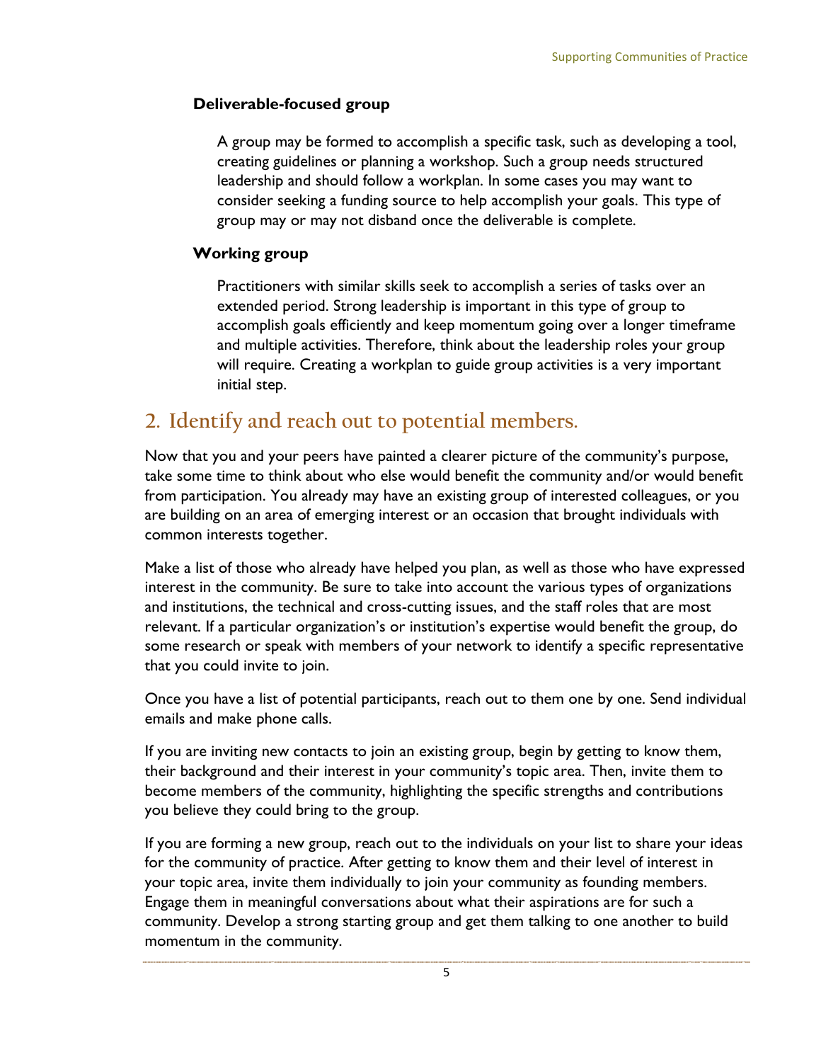### Deliverable-focused group

A group may be formed to accomplish a specific task, such as developing a tool, creating guidelines or planning a workshop. Such a group needs structured leadership and should follow a workplan. In some cases you may want to consider seeking a funding source to help accomplish your goals. This type of group may or may not disband once the deliverable is complete.

### Working group

Practitioners with similar skills seek to accomplish a series of tasks over an extended period. Strong leadership is important in this type of group to accomplish goals efficiently and keep momentum going over a longer timeframe and multiple activities. Therefore, think about the leadership roles your group will require. Creating a workplan to guide group activities is a very important initial step.

## 2. Identify and reach out to potential members.

Now that you and your peers have painted a clearer picture of the community's purpose, take some time to think about who else would benefit the community and/or would benefit from participation. You already may have an existing group of interested colleagues, or you are building on an area of emerging interest or an occasion that brought individuals with common interests together.

Make a list of those who already have helped you plan, as well as those who have expressed interest in the community. Be sure to take into account the various types of organizations and institutions, the technical and cross-cutting issues, and the staff roles that are most relevant. If a particular organization's or institution's expertise would benefit the group, do some research or speak with members of your network to identify a specific representative that you could invite to join.

Once you have a list of potential participants, reach out to them one by one. Send individual emails and make phone calls.

If you are inviting new contacts to join an existing group, begin by getting to know them, their background and their interest in your community's topic area. Then, invite them to become members of the community, highlighting the specific strengths and contributions you believe they could bring to the group.

If you are forming a new group, reach out to the individuals on your list to share your ideas for the community of practice. After getting to know them and their level of interest in your topic area, invite them individually to join your community as founding members. Engage them in meaningful conversations about what their aspirations are for such a community. Develop a strong starting group and get them talking to one another to build momentum in the community.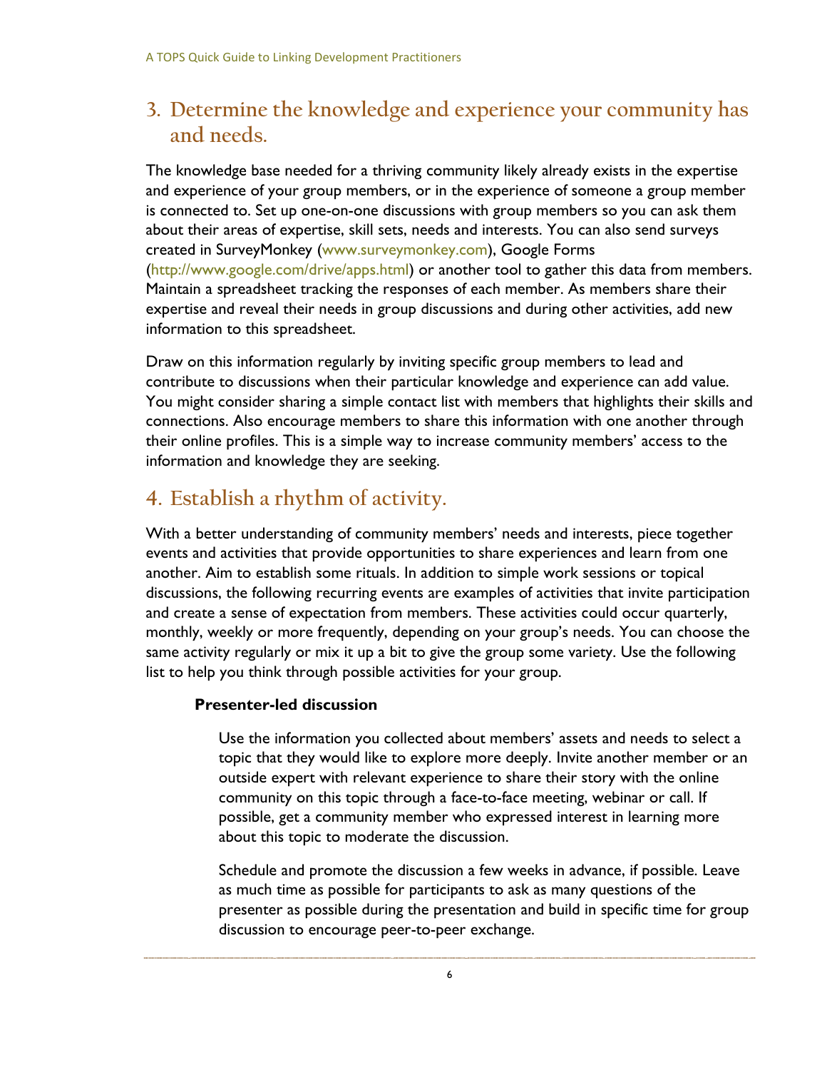## 3. Determine the knowledge and experience your community has and needs.

The knowledge base needed for a thriving community likely already exists in the expertise and experience of your group members, or in the experience of someone a group member is connected to. Set up one-on-one discussions with group members so you can ask them about their areas of expertise, skill sets, needs and interests. You can also send surveys created in SurveyMonkey (www.surveymonkey.com), Google Forms (http://www.google.com/drive/apps.html) or another tool to gather this data from members. Maintain a spreadsheet tracking the responses of each member. As members share their expertise and reveal their needs in group discussions and during other activities, add new information to this spreadsheet.

Draw on this information regularly by inviting specific group members to lead and contribute to discussions when their particular knowledge and experience can add value. You might consider sharing a simple contact list with members that highlights their skills and connections. Also encourage members to share this information with one another through their online profiles. This is a simple way to increase community members' access to the information and knowledge they are seeking.

## 4. Establish a rhythm of activity.

With a better understanding of community members' needs and interests, piece together events and activities that provide opportunities to share experiences and learn from one another. Aim to establish some rituals. In addition to simple work sessions or topical discussions, the following recurring events are examples of activities that invite participation and create a sense of expectation from members. These activities could occur quarterly, monthly, weekly or more frequently, depending on your group's needs. You can choose the same activity regularly or mix it up a bit to give the group some variety. Use the following list to help you think through possible activities for your group.

**Presenter-led discussion**

Use the information you collected about members' assets and needs to select a topic that they would like to explore more deeply. Invite another member or an outside expert with relevant experience to share their story with the online community on this topic through a face-to-face meeting, webinar or call. If possible, get a community member who expressed interest in learning more about this topic to moderate the discussion.

Schedule and promote the discussion a few weeks in advance, if possible. Leave as much time as possible for participants to ask as many questions of the presenter as possible during the presentation and build in specific time for group discussion to encourage peer-to-peer exchange.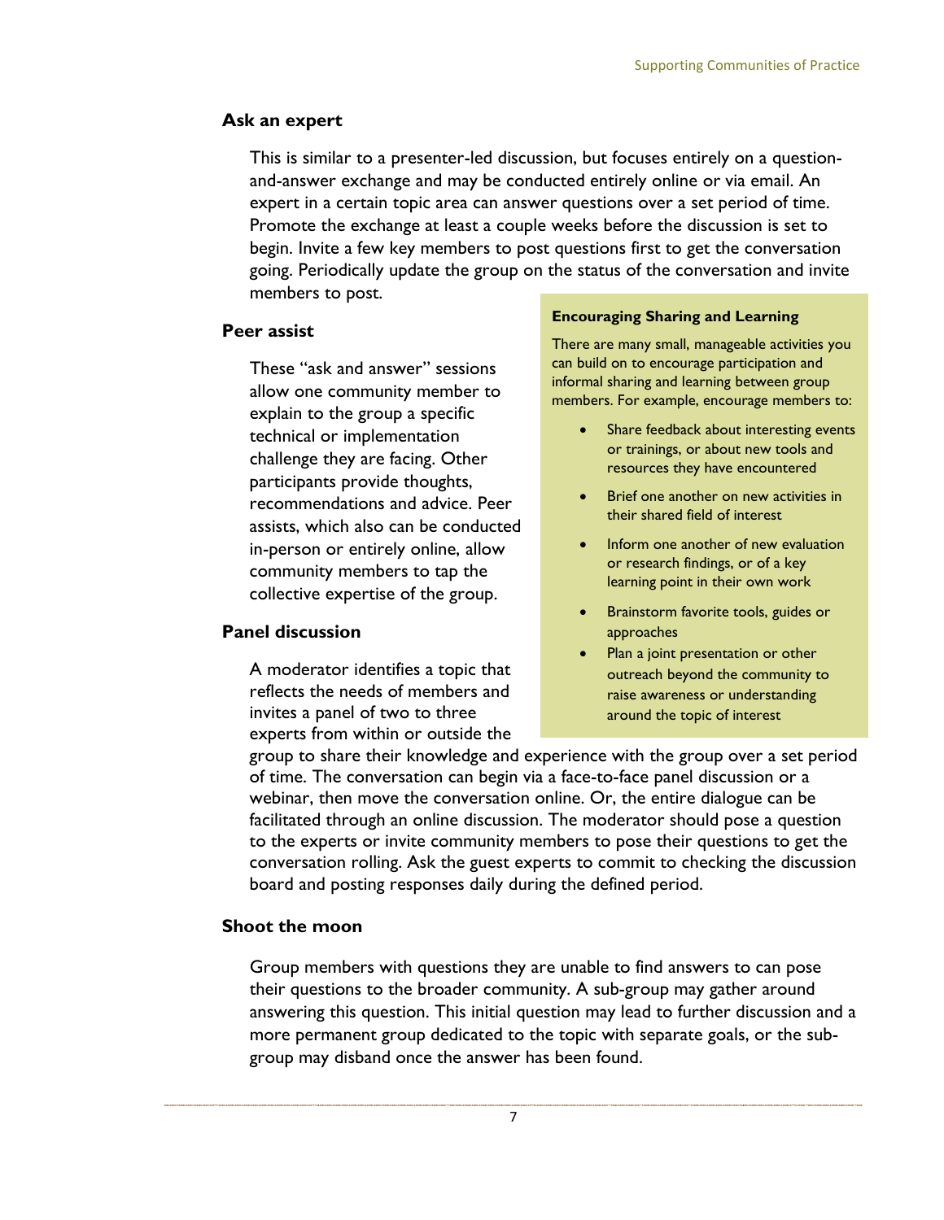### Ask an expert

This is similar to a presenter-led discussion, but focuses entirely on a question-and-answer exchange and may be conducted entirely online or via email. An expert in a certain topic area can answer questions over a set period of time. Promote the exchange at least a couple weeks before the discussion is set to begin. Invite a few key members to post questions first to get the conversation going. Periodically update the group on the status of the conversation and invite members to post.

### Peer assist

These "ask and answer" sessions allow one community member to explain to the group a specific technical or implementation challenge they are facing. Other participants provide thoughts, recommendations and advice. Peer assists, which also can be conducted in-person or entirely online, allow community members to tap the collective expertise of the group.

### Panel discussion

A moderator identifies a topic that reflects the needs of members and invites a panel of two to three experts from within or outside the group to share their knowledge and experience with the group over a set period of time. The conversation can begin via a face-to-face panel discussion or a webinar, then move the conversation online. Or, the entire dialogue can be facilitated through an online discussion. The moderator should pose a question to the experts or invite community members to pose their questions to get the conversation rolling. Ask the guest experts to commit to checking the discussion board and posting responses daily during the defined period.

### Shoot the moon

Group members with questions they are unable to find answers to can pose their questions to the broader community. A sub-group may gather around answering this question. This initial question may lead to further discussion and a more permanent group dedicated to the topic with separate goals, or the sub-group may disband once the answer has been found.

**Encouraging Sharing and Learning**

There are many small, manageable activities you can build on to encourage participation and informal sharing and learning between group members. For example, encourage members to:

- Share feedback about interesting events or trainings, or about new tools and resources they have encountered
- Brief one another on new activities in their shared field of interest
- Inform one another of new evaluation or research findings, or of a key learning point in their own work
- Brainstorm favorite tools, guides or approaches
- Plan a joint presentation or other outreach beyond the community to raise awareness or understanding around the topic of interest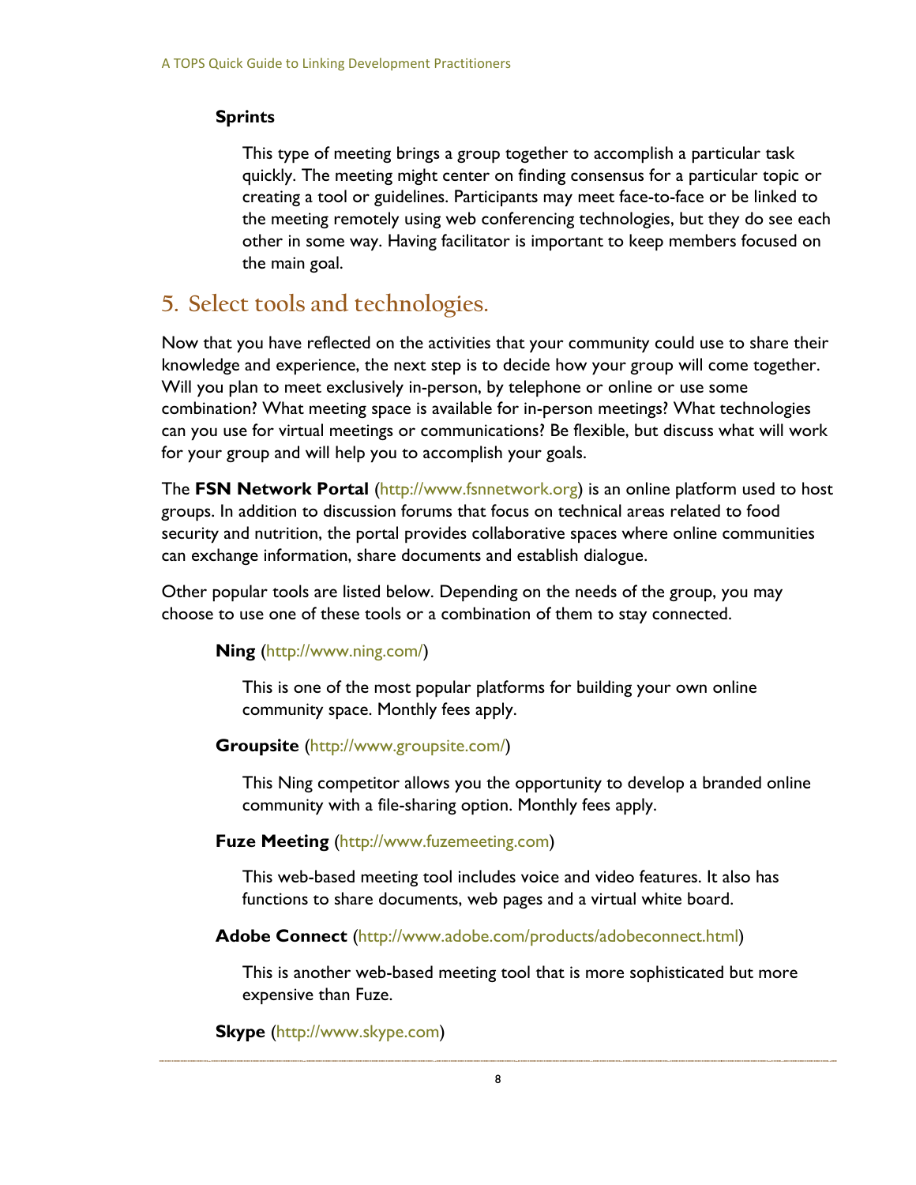### Sprints

This type of meeting brings a group together to accomplish a particular task quickly. The meeting might center on finding consensus for a particular topic or creating a tool or guidelines. Participants may meet face-to-face or be linked to the meeting remotely using web conferencing technologies, but they do see each other in some way. Having facilitator is important to keep members focused on the main goal.

## 5. Select tools and technologies.

Now that you have reflected on the activities that your community could use to share their knowledge and experience, the next step is to decide how your group will come together. Will you plan to meet exclusively in-person, by telephone or online or use some combination? What meeting space is available for in-person meetings? What technologies can you use for virtual meetings or communications? Be flexible, but discuss what will work for your group and will help you to accomplish your goals.

The **FSN Network Portal** (http://www.fsnnetwork.org) is an online platform used to host groups. In addition to discussion forums that focus on technical areas related to food security and nutrition, the portal provides collaborative spaces where online communities can exchange information, share documents and establish dialogue.

Other popular tools are listed below. Depending on the needs of the group, you may choose to use one of these tools or a combination of them to stay connected.

**Ning** (http://www.ning.com/)

This is one of the most popular platforms for building your own online community space. Monthly fees apply.

**Groupsite** (http://www.groupsite.com/)

This Ning competitor allows you the opportunity to develop a branded online community with a file-sharing option. Monthly fees apply.

**Fuze Meeting** (http://www.fuzemeeting.com)

This web-based meeting tool includes voice and video features. It also has functions to share documents, web pages and a virtual white board.

**Adobe Connect** (http://www.adobe.com/products/adobeconnect.html)

This is another web-based meeting tool that is more sophisticated but more expensive than Fuze.

**Skype** (http://www.skype.com)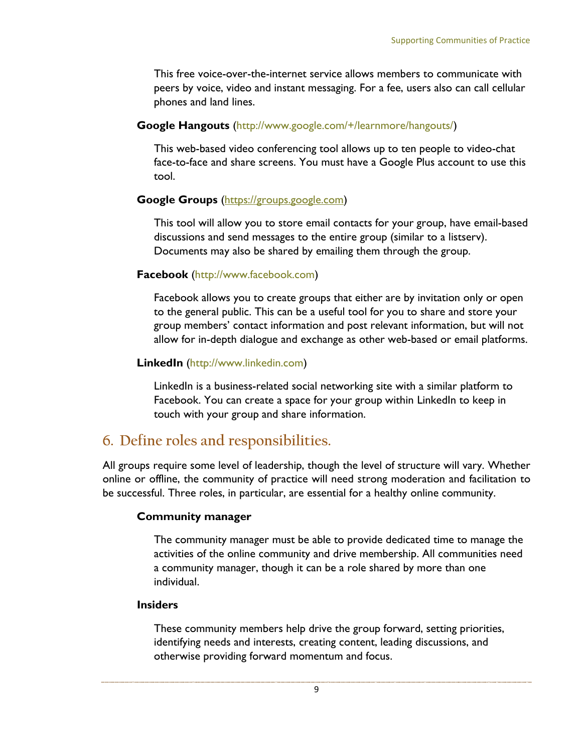This free voice-over-the-internet service allows members to communicate with peers by voice, video and instant messaging. For a fee, users also can call cellular phones and land lines.

**Google Hangouts** (http://www.google.com/+/learnmore/hangouts/)

This web-based video conferencing tool allows up to ten people to video-chat face-to-face and share screens. You must have a Google Plus account to use this tool.

**Google Groups** (https://groups.google.com)

This tool will allow you to store email contacts for your group, have email-based discussions and send messages to the entire group (similar to a listserv). Documents may also be shared by emailing them through the group.

**Facebook** (http://www.facebook.com)

Facebook allows you to create groups that either are by invitation only or open to the general public. This can be a useful tool for you to share and store your group members' contact information and post relevant information, but will not allow for in-depth dialogue and exchange as other web-based or email platforms.

**LinkedIn** (http://www.linkedin.com)

LinkedIn is a business-related social networking site with a similar platform to Facebook. You can create a space for your group within LinkedIn to keep in touch with your group and share information.

## 6. Define roles and responsibilities.

All groups require some level of leadership, though the level of structure will vary. Whether online or offline, the community of practice will need strong moderation and facilitation to be successful. Three roles, in particular, are essential for a healthy online community.

**Community manager**

The community manager must be able to provide dedicated time to manage the activities of the online community and drive membership. All communities need a community manager, though it can be a role shared by more than one individual.

**Insiders**

These community members help drive the group forward, setting priorities, identifying needs and interests, creating content, leading discussions, and otherwise providing forward momentum and focus.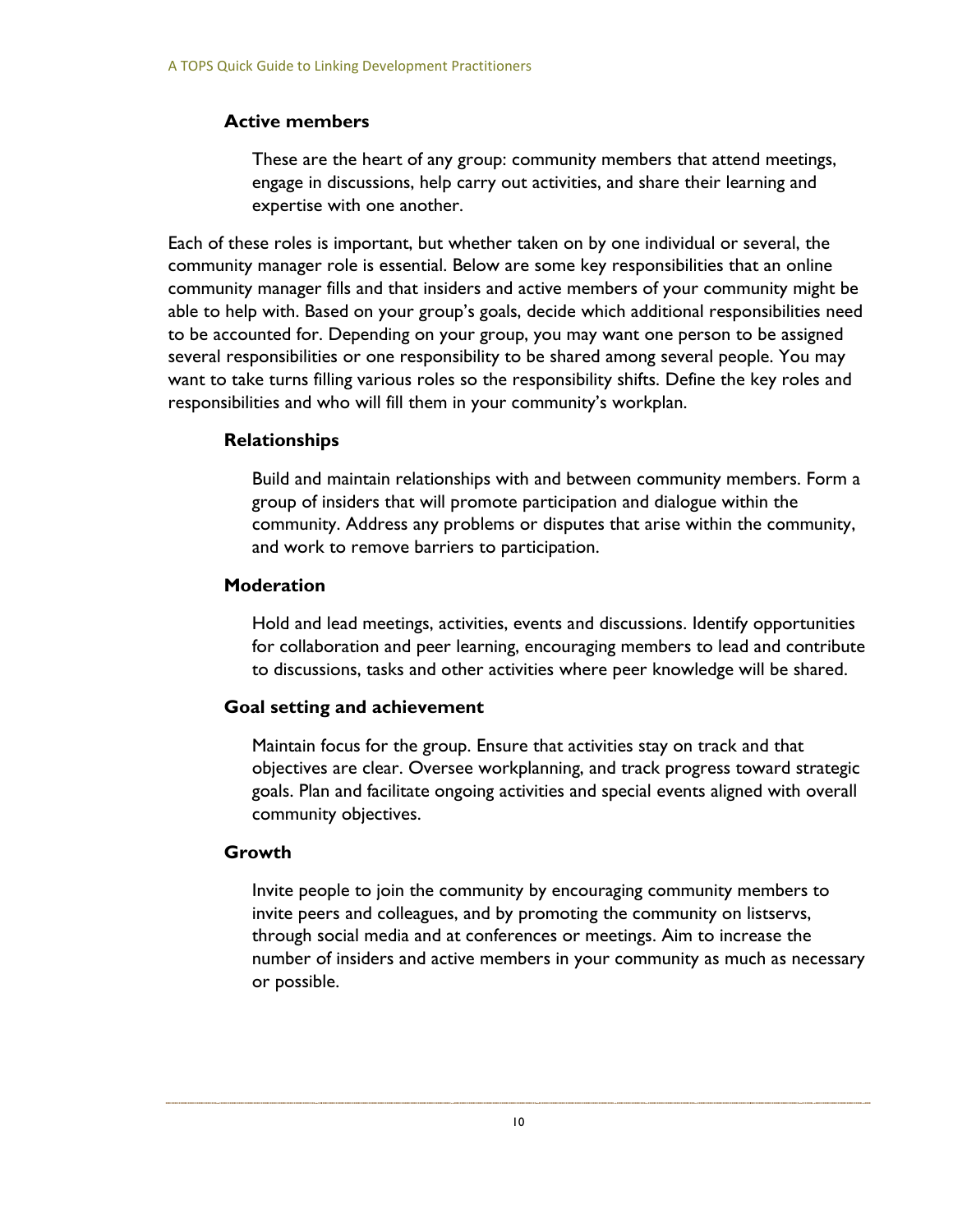### Active members

These are the heart of any group: community members that attend meetings, engage in discussions, help carry out activities, and share their learning and expertise with one another.

Each of these roles is important, but whether taken on by one individual or several, the community manager role is essential. Below are some key responsibilities that an online community manager fills and that insiders and active members of your community might be able to help with. Based on your group's goals, decide which additional responsibilities need to be accounted for. Depending on your group, you may want one person to be assigned several responsibilities or one responsibility to be shared among several people. You may want to take turns filling various roles so the responsibility shifts. Define the key roles and responsibilities and who will fill them in your community's workplan.

### Relationships

Build and maintain relationships with and between community members. Form a group of insiders that will promote participation and dialogue within the community. Address any problems or disputes that arise within the community, and work to remove barriers to participation.

### Moderation

Hold and lead meetings, activities, events and discussions. Identify opportunities for collaboration and peer learning, encouraging members to lead and contribute to discussions, tasks and other activities where peer knowledge will be shared.

### Goal setting and achievement

Maintain focus for the group. Ensure that activities stay on track and that objectives are clear. Oversee workplanning, and track progress toward strategic goals. Plan and facilitate ongoing activities and special events aligned with overall community objectives.

### Growth

Invite people to join the community by encouraging community members to invite peers and colleagues, and by promoting the community on listservs, through social media and at conferences or meetings. Aim to increase the number of insiders and active members in your community as much as necessary or possible.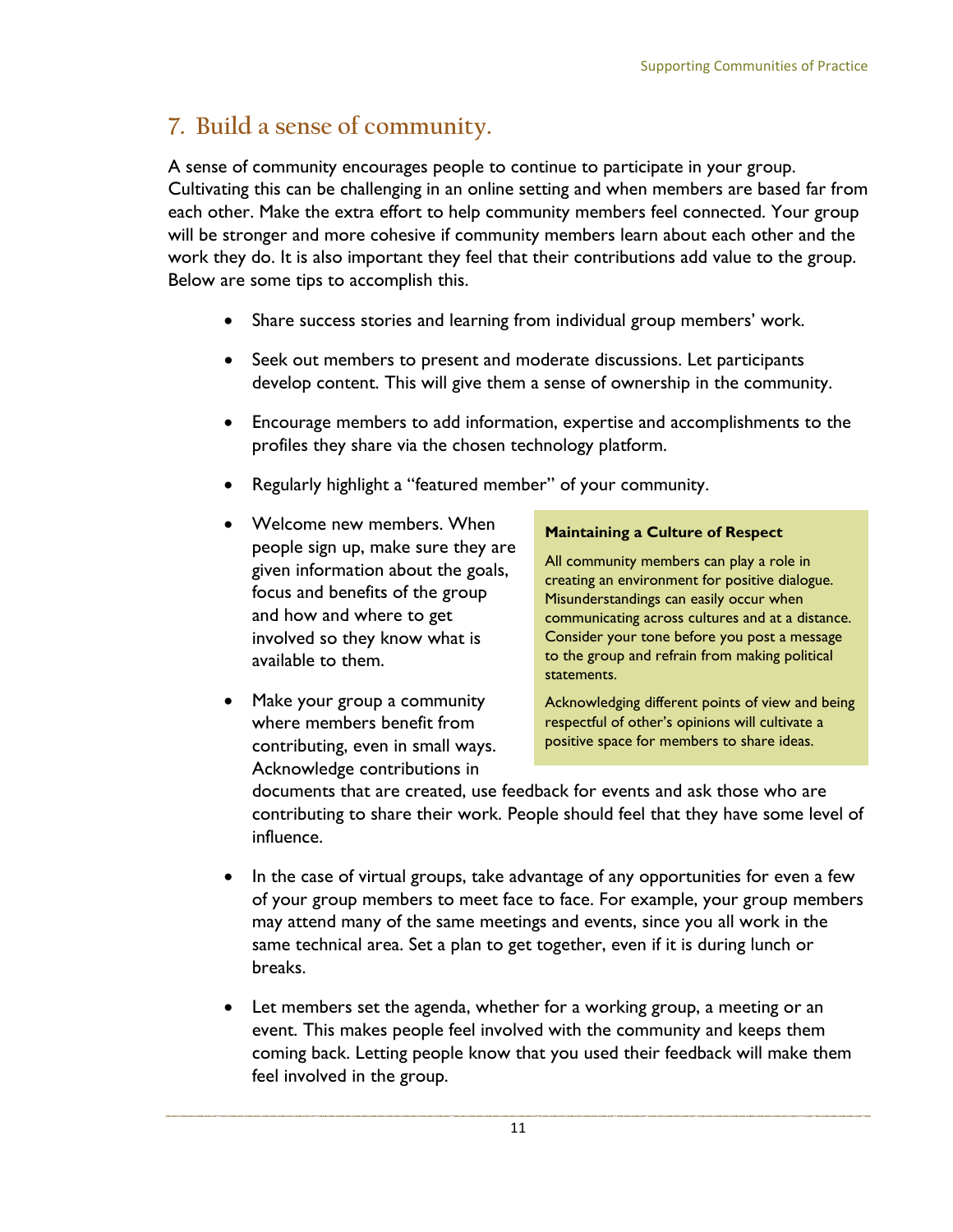## 7. Build a sense of community.

A sense of community encourages people to continue to participate in your group. Cultivating this can be challenging in an online setting and when members are based far from each other. Make the extra effort to help community members feel connected. Your group will be stronger and more cohesive if community members learn about each other and the work they do. It is also important they feel that their contributions add value to the group. Below are some tips to accomplish this.

- Share success stories and learning from individual group members' work.
- Seek out members to present and moderate discussions. Let participants develop content. This will give them a sense of ownership in the community.
- Encourage members to add information, expertise and accomplishments to the profiles they share via the chosen technology platform.
- Regularly highlight a "featured member" of your community.
- Welcome new members. When people sign up, make sure they are given information about the goals, focus and benefits of the group and how and where to get involved so they know what is available to them.
- Make your group a community where members benefit from contributing, even in small ways. Acknowledge contributions in documents that are created, use feedback for events and ask those who are contributing to share their work. People should feel that they have some level of influence.
- In the case of virtual groups, take advantage of any opportunities for even a few of your group members to meet face to face. For example, your group members may attend many of the same meetings and events, since you all work in the same technical area. Set a plan to get together, even if it is during lunch or breaks.
- Let members set the agenda, whether for a working group, a meeting or an event. This makes people feel involved with the community and keeps them coming back. Letting people know that you used their feedback will make them feel involved in the group.

**Maintaining a Culture of Respect**

All community members can play a role in creating an environment for positive dialogue. Misunderstandings can easily occur when communicating across cultures and at a distance. Consider your tone before you post a message to the group and refrain from making political statements.

Acknowledging different points of view and being respectful of other's opinions will cultivate a positive space for members to share ideas.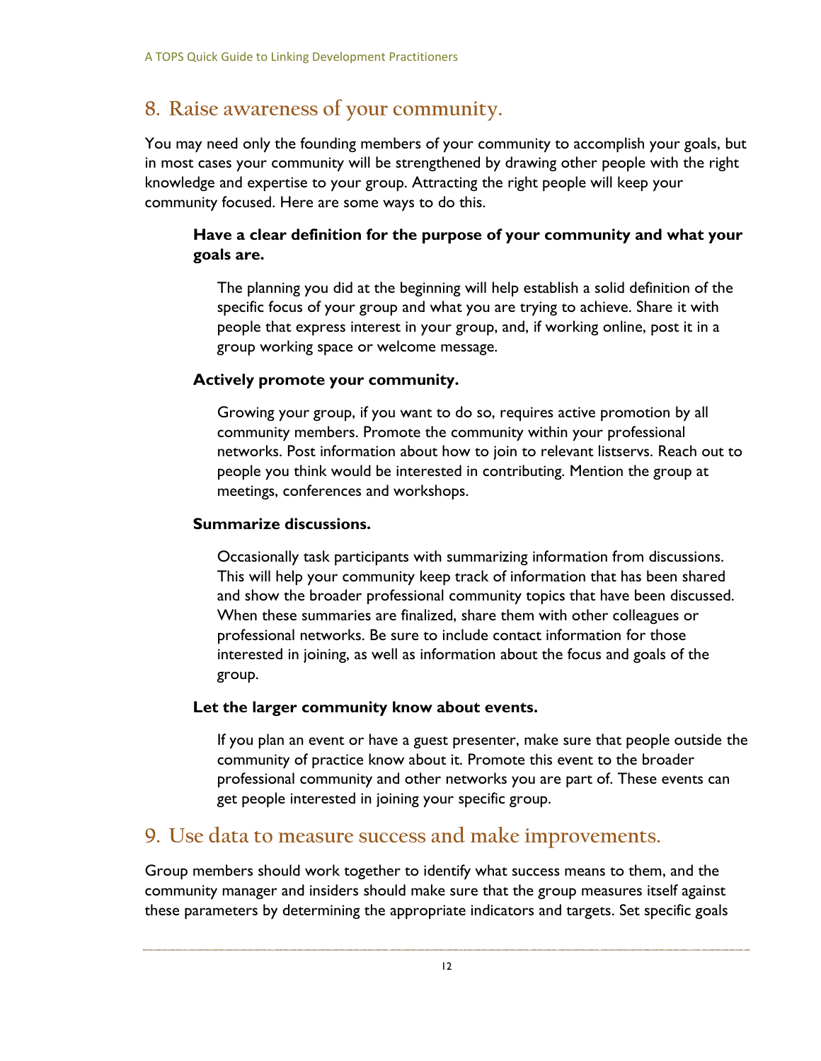## 8. Raise awareness of your community.

You may need only the founding members of your community to accomplish your goals, but in most cases your community will be strengthened by drawing other people with the right knowledge and expertise to your group. Attracting the right people will keep your community focused. Here are some ways to do this.

**Have a clear definition for the purpose of your community and what your goals are.**

The planning you did at the beginning will help establish a solid definition of the specific focus of your group and what you are trying to achieve. Share it with people that express interest in your group, and, if working online, post it in a group working space or welcome message.

**Actively promote your community.**

Growing your group, if you want to do so, requires active promotion by all community members. Promote the community within your professional networks. Post information about how to join to relevant listservs. Reach out to people you think would be interested in contributing. Mention the group at meetings, conferences and workshops.

**Summarize discussions.**

Occasionally task participants with summarizing information from discussions. This will help your community keep track of information that has been shared and show the broader professional community topics that have been discussed. When these summaries are finalized, share them with other colleagues or professional networks. Be sure to include contact information for those interested in joining, as well as information about the focus and goals of the group.

**Let the larger community know about events.**

If you plan an event or have a guest presenter, make sure that people outside the community of practice know about it. Promote this event to the broader professional community and other networks you are part of. These events can get people interested in joining your specific group.

## 9. Use data to measure success and make improvements.

Group members should work together to identify what success means to them, and the community manager and insiders should make sure that the group measures itself against these parameters by determining the appropriate indicators and targets. Set specific goals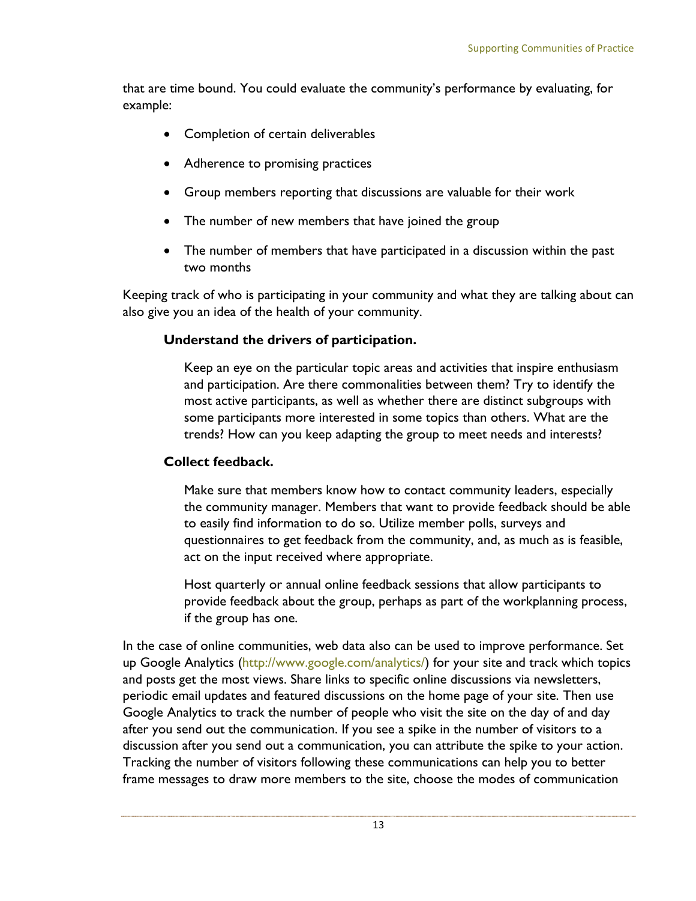that are time bound. You could evaluate the community's performance by evaluating, for example:

- Completion of certain deliverables
- Adherence to promising practices
- Group members reporting that discussions are valuable for their work
- The number of new members that have joined the group
- The number of members that have participated in a discussion within the past two months

Keeping track of who is participating in your community and what they are talking about can also give you an idea of the health of your community.

**Understand the drivers of participation.**

Keep an eye on the particular topic areas and activities that inspire enthusiasm and participation. Are there commonalities between them? Try to identify the most active participants, as well as whether there are distinct subgroups with some participants more interested in some topics than others. What are the trends? How can you keep adapting the group to meet needs and interests?

**Collect feedback.**

Make sure that members know how to contact community leaders, especially the community manager. Members that want to provide feedback should be able to easily find information to do so. Utilize member polls, surveys and questionnaires to get feedback from the community, and, as much as is feasible, act on the input received where appropriate.

Host quarterly or annual online feedback sessions that allow participants to provide feedback about the group, perhaps as part of the workplanning process, if the group has one.

In the case of online communities, web data also can be used to improve performance. Set up Google Analytics (http://www.google.com/analytics/) for your site and track which topics and posts get the most views. Share links to specific online discussions via newsletters, periodic email updates and featured discussions on the home page of your site. Then use Google Analytics to track the number of people who visit the site on the day of and day after you send out the communication. If you see a spike in the number of visitors to a discussion after you send out a communication, you can attribute the spike to your action. Tracking the number of visitors following these communications can help you to better frame messages to draw more members to the site, choose the modes of communication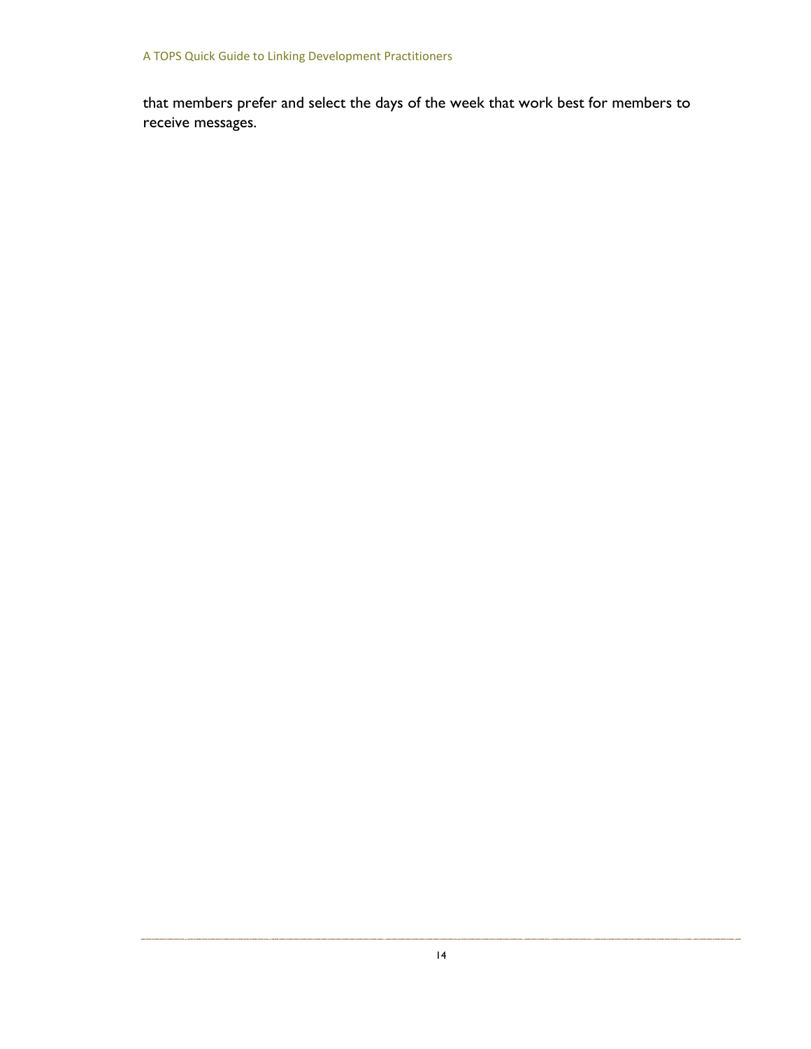that members prefer and select the days of the week that work best for members to receive messages.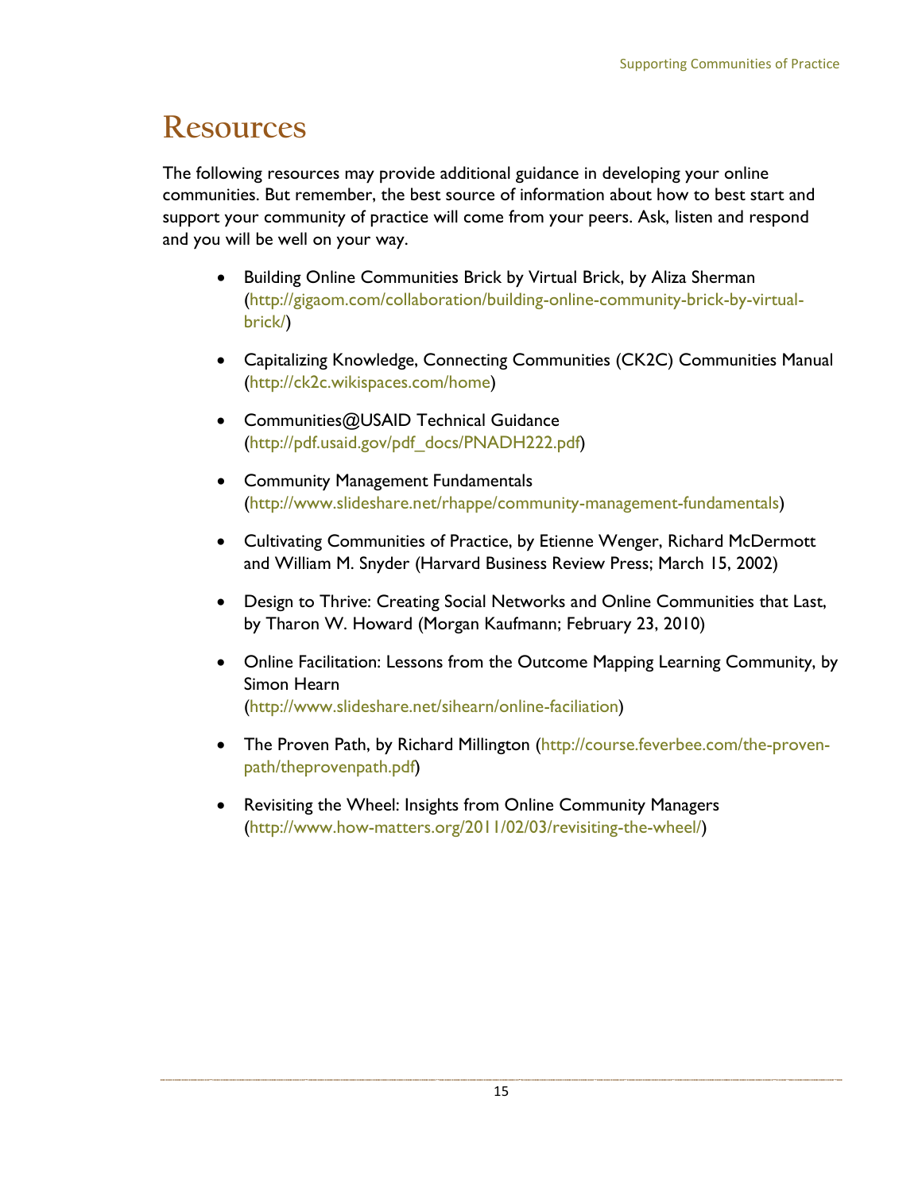# Resources

The following resources may provide additional guidance in developing your online communities. But remember, the best source of information about how to best start and support your community of practice will come from your peers. Ask, listen and respond and you will be well on your way.

- Building Online Communities Brick by Virtual Brick, by Aliza Sherman (http://gigaom.com/collaboration/building-online-community-brick-by-virtual-brick/)
- Capitalizing Knowledge, Connecting Communities (CK2C) Communities Manual (http://ck2c.wikispaces.com/home)
- Communities@USAID Technical Guidance (http://pdf.usaid.gov/pdf_docs/PNADH222.pdf)
- Community Management Fundamentals (http://www.slideshare.net/rhappe/community-management-fundamentals)
- Cultivating Communities of Practice, by Etienne Wenger, Richard McDermott and William M. Snyder (Harvard Business Review Press; March 15, 2002)
- Design to Thrive: Creating Social Networks and Online Communities that Last, by Tharon W. Howard (Morgan Kaufmann; February 23, 2010)
- Online Facilitation: Lessons from the Outcome Mapping Learning Community, by Simon Hearn (http://www.slideshare.net/sihearn/online-faciliation)
- The Proven Path, by Richard Millington (http://course.feverbee.com/the-proven-path/theprovenpath.pdf)
- Revisiting the Wheel: Insights from Online Community Managers (http://www.how-matters.org/2011/02/03/revisiting-the-wheel/)